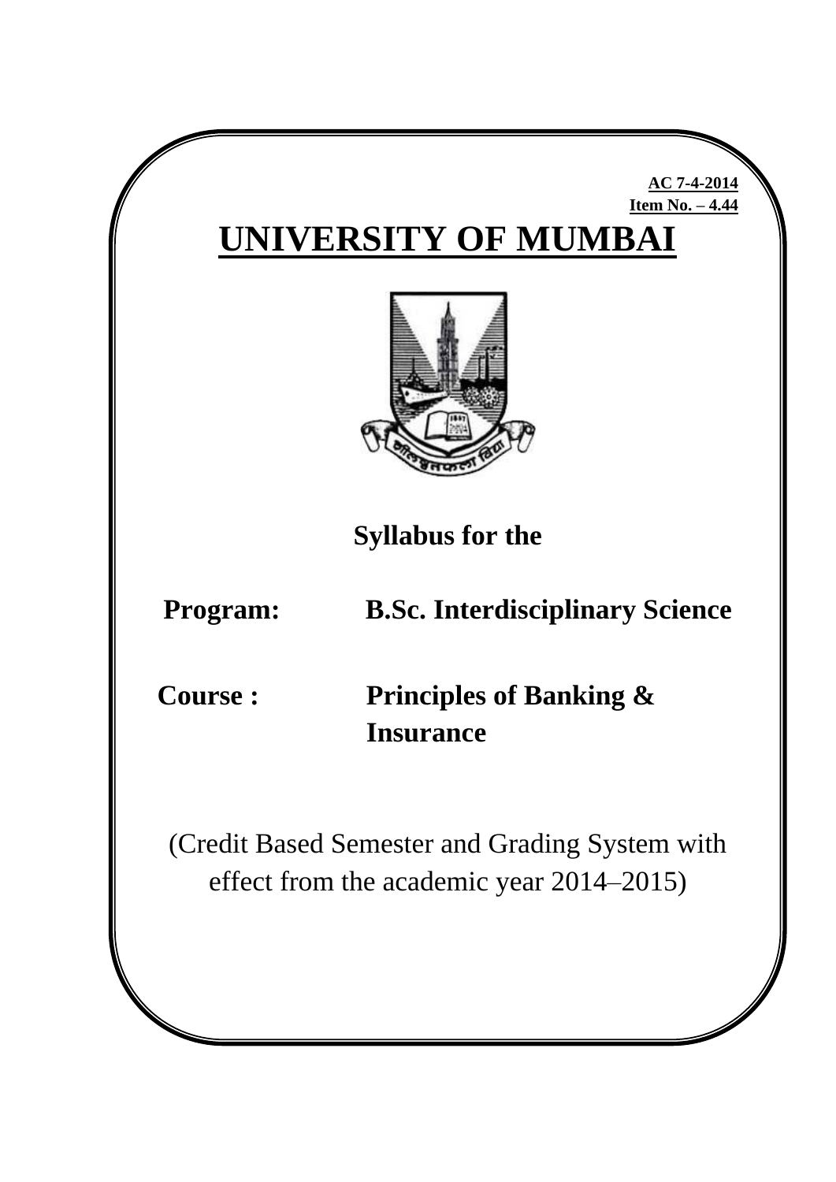**AC 7-4-2014**
**Item No. – 4.44**

# UNIVERSITY OF MUMBAI

**Syllabus for the**

**Program:** **B.Sc. Interdisciplinary Science**

**Course :** **Principles of Banking & Insurance**

(Credit Based Semester and Grading System with effect from the academic year 2014–2015)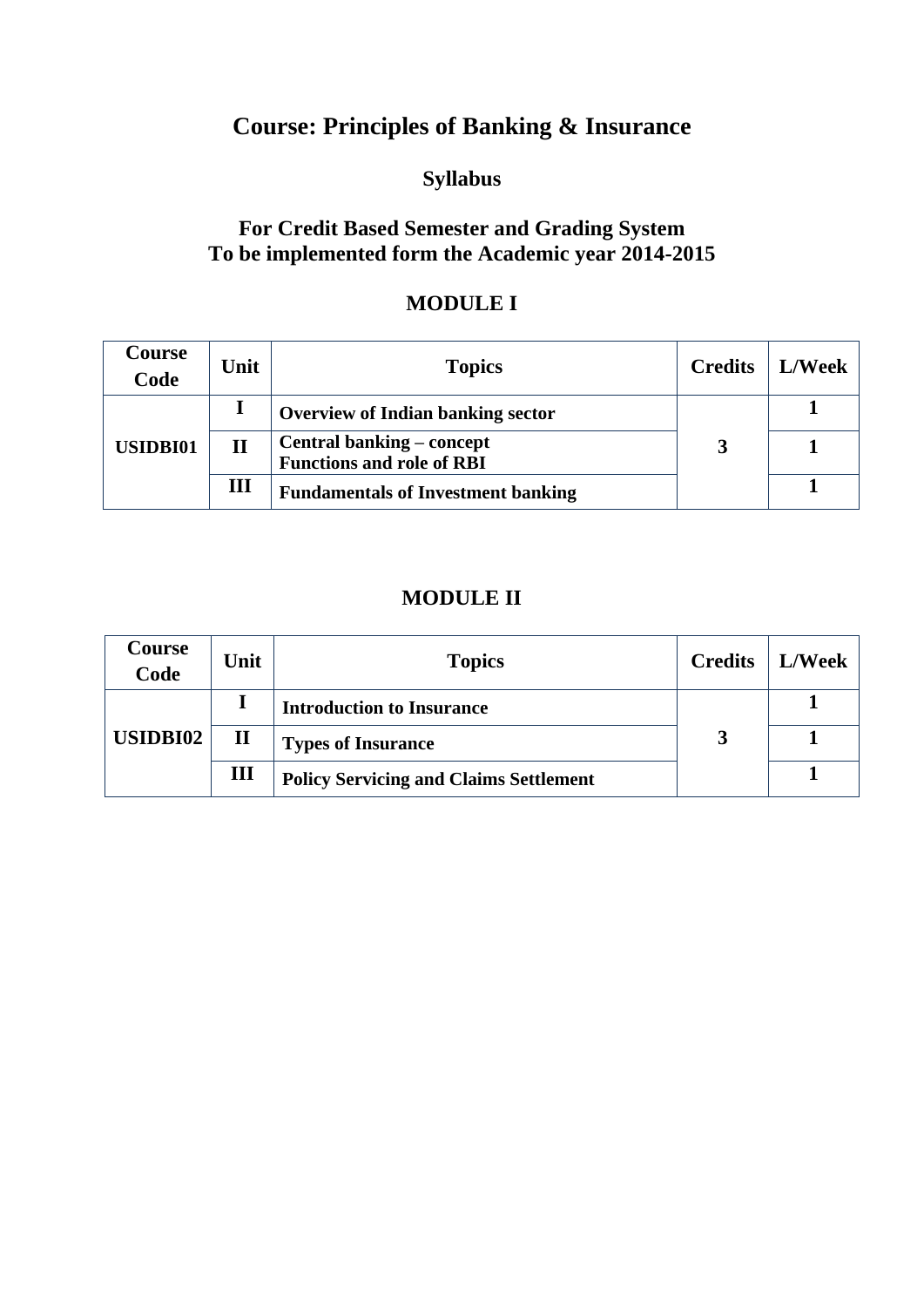# Course: Principles of Banking & Insurance

## Syllabus

### For Credit Based Semester and Grading System
### To be implemented form the Academic year 2014-2015

## MODULE I

| Course Code | Unit | Topics | Credits | L/Week |
|---|---|---|---|---|
| USIDBI01 | I | Overview of Indian banking sector | 3 | 1 |
| | II | Central banking – concept<br>Functions and role of RBI | | 1 |
| | III | Fundamentals of Investment banking | | 1 |

## MODULE II

| Course Code | Unit | Topics | Credits | L/Week |
|---|---|---|---|---|
| USIDBI02 | I | Introduction to Insurance | 3 | 1 |
| | II | Types of Insurance | | 1 |
| | III | Policy Servicing and Claims Settlement | | 1 |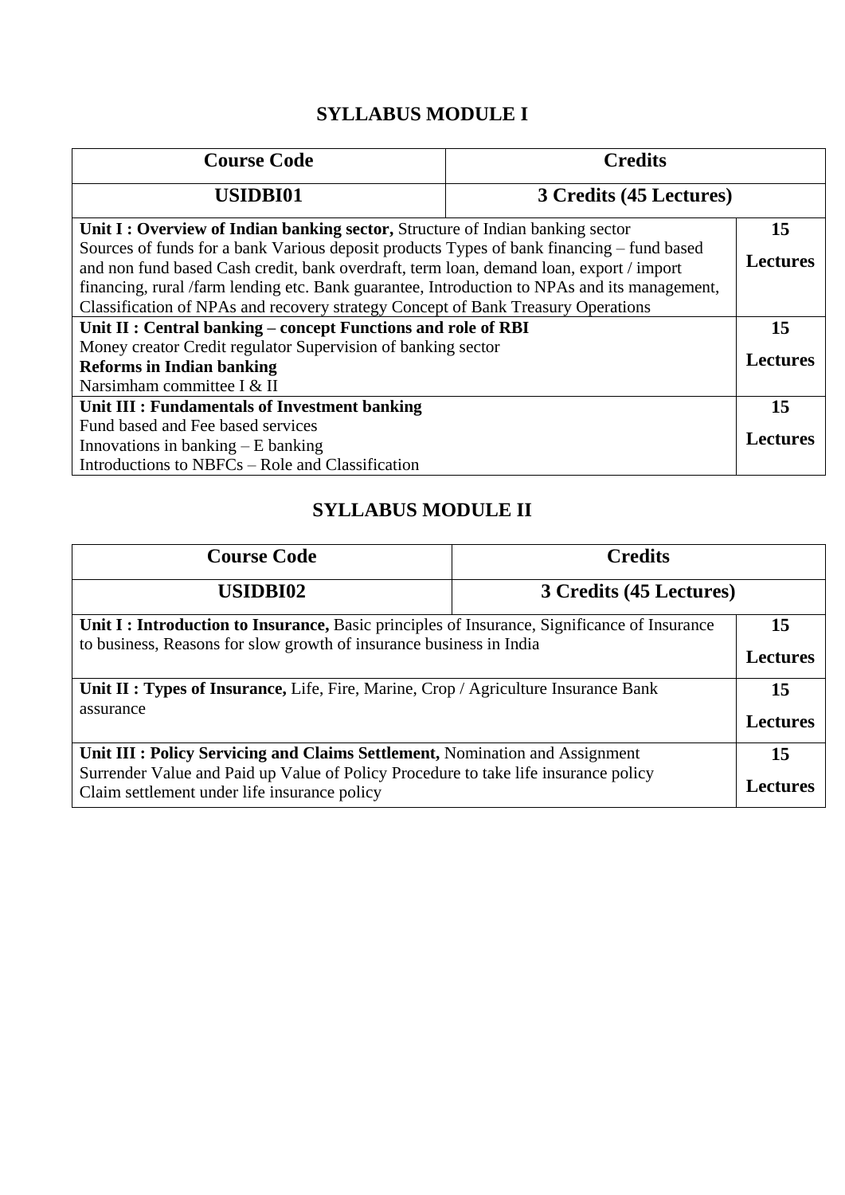## SYLLABUS MODULE I

| Course Code | Credits | |
|---|---|---|
| **USIDBI01** | **3 Credits (45 Lectures)** | |
| **Unit I : Overview of Indian banking sector,** Structure of Indian banking sector Sources of funds for a bank Various deposit products Types of bank financing – fund based and non fund based Cash credit, bank overdraft, term loan, demand loan, export / import financing, rural /farm lending etc. Bank guarantee, Introduction to NPAs and its management, Classification of NPAs and recovery strategy Concept of Bank Treasury Operations | | **15 Lectures** |
| **Unit II : Central banking – concept Functions and role of RBI** Money creator Credit regulator Supervision of banking sector **Reforms in Indian banking** Narsimham committee I & II | | **15 Lectures** |
| **Unit III : Fundamentals of Investment banking** Fund based and Fee based services Innovations in banking – E banking Introductions to NBFCs – Role and Classification | | **15 Lectures** |

## SYLLABUS MODULE II

| Course Code | Credits | |
|---|---|---|
| **USIDBI02** | **3 Credits (45 Lectures)** | |
| **Unit I : Introduction to Insurance,** Basic principles of Insurance, Significance of Insurance to business, Reasons for slow growth of insurance business in India | | **15 Lectures** |
| **Unit II : Types of Insurance,** Life, Fire, Marine, Crop / Agriculture Insurance Bank assurance | | **15 Lectures** |
| **Unit III : Policy Servicing and Claims Settlement,** Nomination and Assignment Surrender Value and Paid up Value of Policy Procedure to take life insurance policy Claim settlement under life insurance policy | | **15 Lectures** |